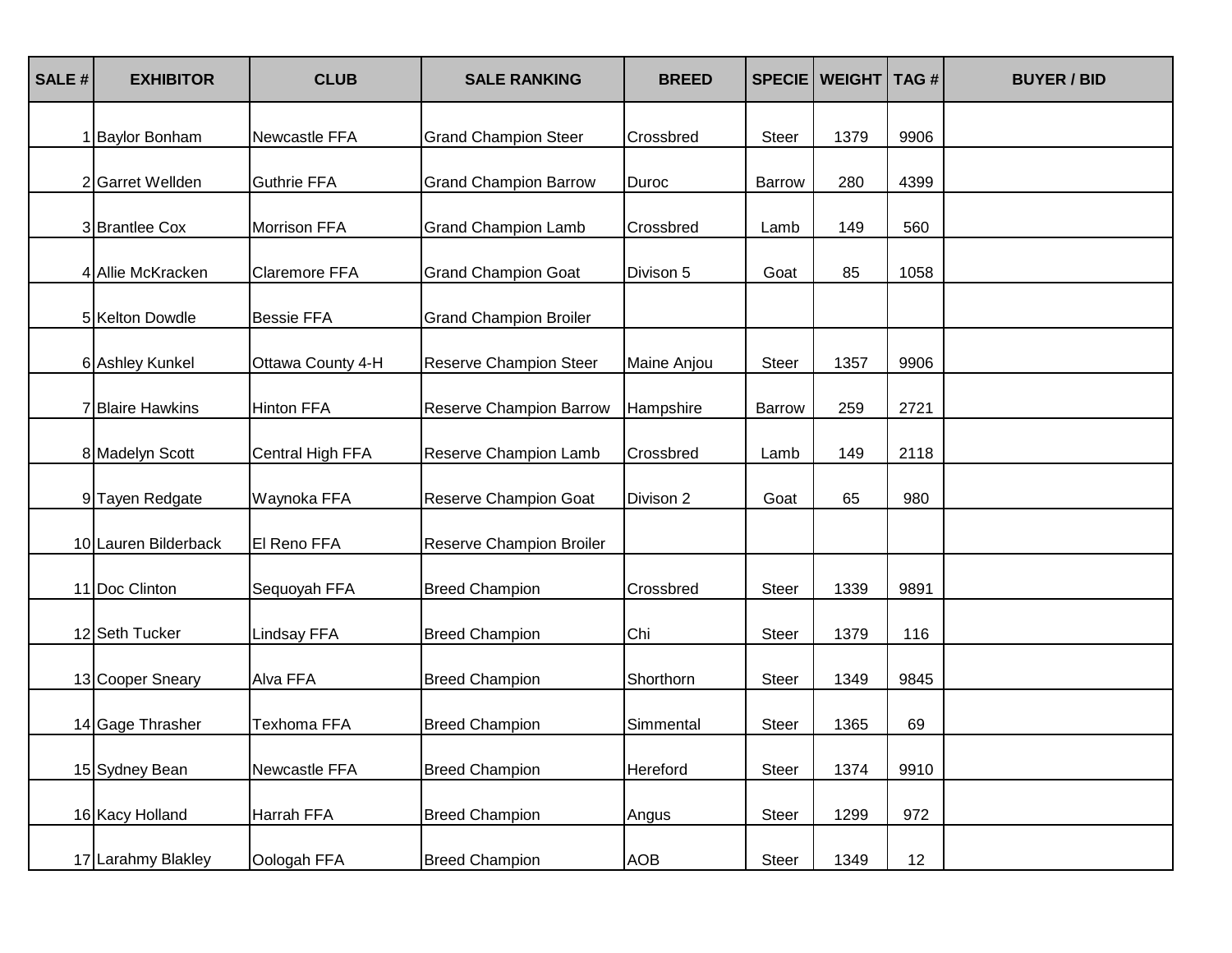| SALE # | EXHIBITOR | CLUB | SALE RANKING | BREED | SPECIE | WEIGHT | TAG # | BUYER / BID |
|---|---|---|---|---|---|---|---|---|
| 1 | Baylor Bonham | Newcastle FFA | Grand Champion Steer | Crossbred | Steer | 1379 | 9906 | |
| 2 | Garret Wellden | Guthrie FFA | Grand Champion Barrow | Duroc | Barrow | 280 | 4399 | |
| 3 | Brantlee Cox | Morrison FFA | Grand Champion Lamb | Crossbred | Lamb | 149 | 560 | |
| 4 | Allie McKracken | Claremore FFA | Grand Champion Goat | Divison 5 | Goat | 85 | 1058 | |
| 5 | Kelton Dowdle | Bessie FFA | Grand Champion Broiler | | | | | |
| 6 | Ashley Kunkel | Ottawa County 4-H | Reserve Champion Steer | Maine Anjou | Steer | 1357 | 9906 | |
| 7 | Blaire Hawkins | Hinton FFA | Reserve Champion Barrow | Hampshire | Barrow | 259 | 2721 | |
| 8 | Madelyn Scott | Central High FFA | Reserve Champion Lamb | Crossbred | Lamb | 149 | 2118 | |
| 9 | Tayen Redgate | Waynoka FFA | Reserve Champion Goat | Divison 2 | Goat | 65 | 980 | |
| 10 | Lauren Bilderback | El Reno FFA | Reserve Champion Broiler | | | | | |
| 11 | Doc Clinton | Sequoyah FFA | Breed Champion | Crossbred | Steer | 1339 | 9891 | |
| 12 | Seth Tucker | Lindsay FFA | Breed Champion | Chi | Steer | 1379 | 116 | |
| 13 | Cooper Sneary | Alva FFA | Breed Champion | Shorthorn | Steer | 1349 | 9845 | |
| 14 | Gage Thrasher | Texhoma FFA | Breed Champion | Simmental | Steer | 1365 | 69 | |
| 15 | Sydney Bean | Newcastle FFA | Breed Champion | Hereford | Steer | 1374 | 9910 | |
| 16 | Kacy Holland | Harrah FFA | Breed Champion | Angus | Steer | 1299 | 972 | |
| 17 | Larahmy Blakley | Oologah FFA | Breed Champion | AOB | Steer | 1349 | 12 | |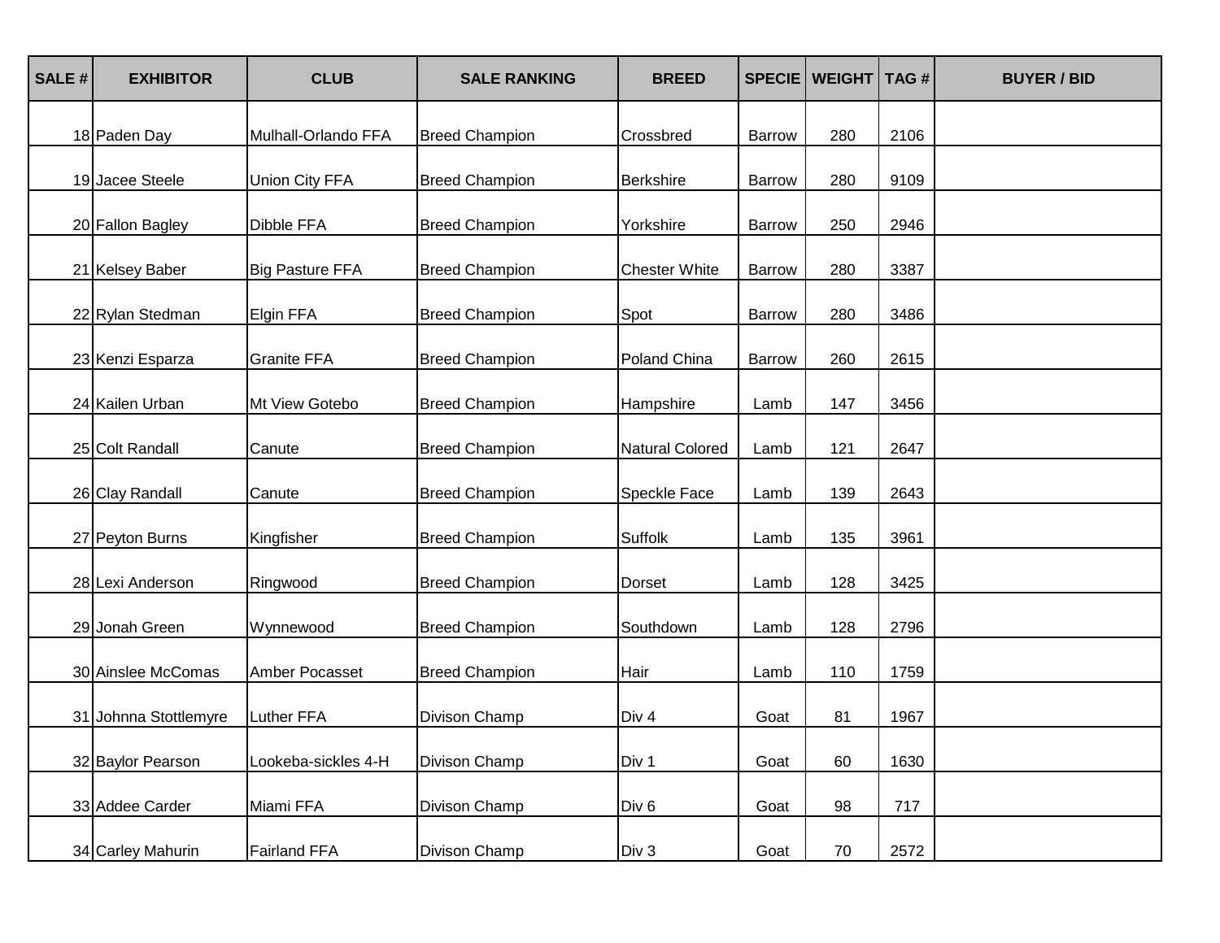| SALE # | EXHIBITOR | CLUB | SALE RANKING | BREED | SPECIE | WEIGHT | TAG # | BUYER / BID |
|---|---|---|---|---|---|---|---|---|
| 18 | Paden Day | Mulhall-Orlando FFA | Breed Champion | Crossbred | Barrow | 280 | 2106 | |
| 19 | Jacee Steele | Union City FFA | Breed Champion | Berkshire | Barrow | 280 | 9109 | |
| 20 | Fallon Bagley | Dibble FFA | Breed Champion | Yorkshire | Barrow | 250 | 2946 | |
| 21 | Kelsey Baber | Big Pasture FFA | Breed Champion | Chester White | Barrow | 280 | 3387 | |
| 22 | Rylan Stedman | Elgin FFA | Breed Champion | Spot | Barrow | 280 | 3486 | |
| 23 | Kenzi Esparza | Granite FFA | Breed Champion | Poland China | Barrow | 260 | 2615 | |
| 24 | Kailen Urban | Mt View Gotebo | Breed Champion | Hampshire | Lamb | 147 | 3456 | |
| 25 | Colt Randall | Canute | Breed Champion | Natural Colored | Lamb | 121 | 2647 | |
| 26 | Clay Randall | Canute | Breed Champion | Speckle Face | Lamb | 139 | 2643 | |
| 27 | Peyton Burns | Kingfisher | Breed Champion | Suffolk | Lamb | 135 | 3961 | |
| 28 | Lexi Anderson | Ringwood | Breed Champion | Dorset | Lamb | 128 | 3425 | |
| 29 | Jonah Green | Wynnewood | Breed Champion | Southdown | Lamb | 128 | 2796 | |
| 30 | Ainslee McComas | Amber Pocasset | Breed Champion | Hair | Lamb | 110 | 1759 | |
| 31 | Johnna Stottlemyre | Luther FFA | Divison Champ | Div 4 | Goat | 81 | 1967 | |
| 32 | Baylor Pearson | Lookeba-sickles 4-H | Divison Champ | Div 1 | Goat | 60 | 1630 | |
| 33 | Addee Carder | Miami FFA | Divison Champ | Div 6 | Goat | 98 | 717 | |
| 34 | Carley Mahurin | Fairland FFA | Divison Champ | Div 3 | Goat | 70 | 2572 | |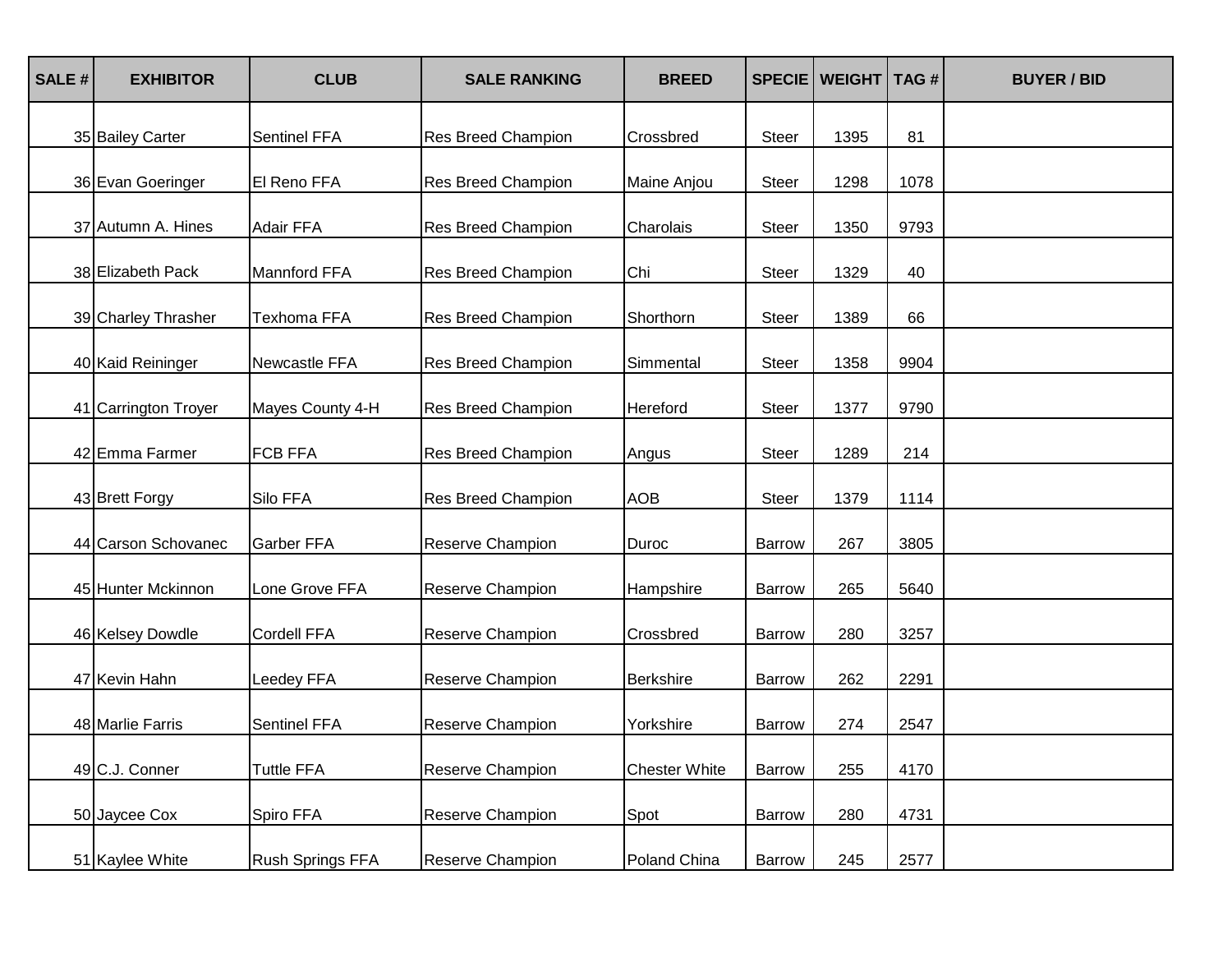| SALE # | EXHIBITOR | CLUB | SALE RANKING | BREED | SPECIE | WEIGHT | TAG # | BUYER / BID |
|---|---|---|---|---|---|---|---|---|
| 35 | Bailey Carter | Sentinel FFA | Res Breed Champion | Crossbred | Steer | 1395 | 81 | |
| 36 | Evan Goeringer | El Reno FFA | Res Breed Champion | Maine Anjou | Steer | 1298 | 1078 | |
| 37 | Autumn A. Hines | Adair FFA | Res Breed Champion | Charolais | Steer | 1350 | 9793 | |
| 38 | Elizabeth Pack | Mannford FFA | Res Breed Champion | Chi | Steer | 1329 | 40 | |
| 39 | Charley Thrasher | Texhoma FFA | Res Breed Champion | Shorthorn | Steer | 1389 | 66 | |
| 40 | Kaid Reininger | Newcastle FFA | Res Breed Champion | Simmental | Steer | 1358 | 9904 | |
| 41 | Carrington Troyer | Mayes County 4-H | Res Breed Champion | Hereford | Steer | 1377 | 9790 | |
| 42 | Emma Farmer | FCB FFA | Res Breed Champion | Angus | Steer | 1289 | 214 | |
| 43 | Brett Forgy | Silo FFA | Res Breed Champion | AOB | Steer | 1379 | 1114 | |
| 44 | Carson Schovanec | Garber FFA | Reserve Champion | Duroc | Barrow | 267 | 3805 | |
| 45 | Hunter Mckinnon | Lone Grove FFA | Reserve Champion | Hampshire | Barrow | 265 | 5640 | |
| 46 | Kelsey Dowdle | Cordell FFA | Reserve Champion | Crossbred | Barrow | 280 | 3257 | |
| 47 | Kevin Hahn | Leedey FFA | Reserve Champion | Berkshire | Barrow | 262 | 2291 | |
| 48 | Marlie Farris | Sentinel FFA | Reserve Champion | Yorkshire | Barrow | 274 | 2547 | |
| 49 | C.J. Conner | Tuttle FFA | Reserve Champion | Chester White | Barrow | 255 | 4170 | |
| 50 | Jaycee Cox | Spiro FFA | Reserve Champion | Spot | Barrow | 280 | 4731 | |
| 51 | Kaylee White | Rush Springs FFA | Reserve Champion | Poland China | Barrow | 245 | 2577 | |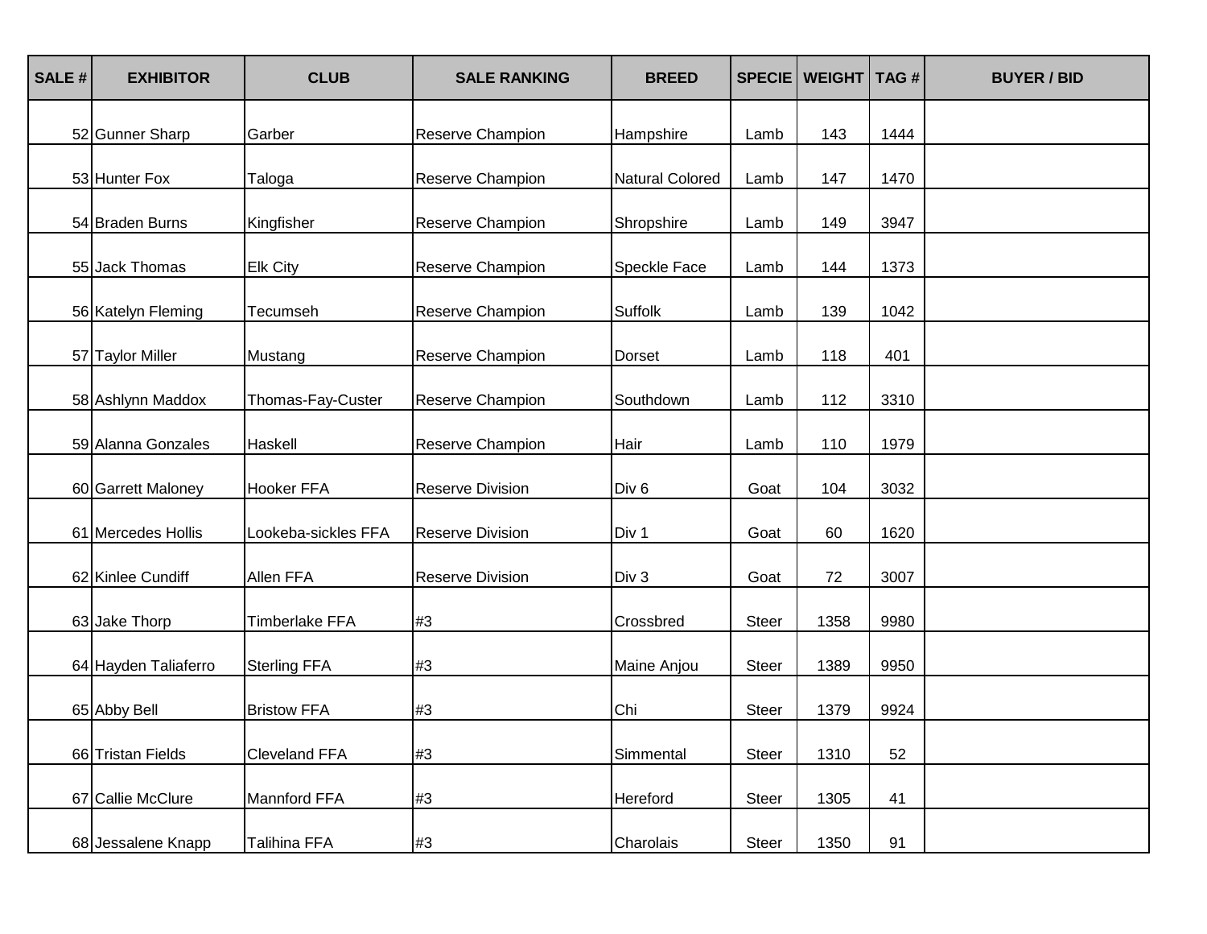| SALE # | EXHIBITOR | CLUB | SALE RANKING | BREED | SPECIE | WEIGHT | TAG # | BUYER / BID |
|---|---|---|---|---|---|---|---|---|
| 52 | Gunner Sharp | Garber | Reserve Champion | Hampshire | Lamb | 143 | 1444 | |
| 53 | Hunter Fox | Taloga | Reserve Champion | Natural Colored | Lamb | 147 | 1470 | |
| 54 | Braden Burns | Kingfisher | Reserve Champion | Shropshire | Lamb | 149 | 3947 | |
| 55 | Jack Thomas | Elk City | Reserve Champion | Speckle Face | Lamb | 144 | 1373 | |
| 56 | Katelyn Fleming | Tecumseh | Reserve Champion | Suffolk | Lamb | 139 | 1042 | |
| 57 | Taylor Miller | Mustang | Reserve Champion | Dorset | Lamb | 118 | 401 | |
| 58 | Ashlynn Maddox | Thomas-Fay-Custer | Reserve Champion | Southdown | Lamb | 112 | 3310 | |
| 59 | Alanna Gonzales | Haskell | Reserve Champion | Hair | Lamb | 110 | 1979 | |
| 60 | Garrett Maloney | Hooker FFA | Reserve Division | Div 6 | Goat | 104 | 3032 | |
| 61 | Mercedes Hollis | Lookeba-sickles FFA | Reserve Division | Div 1 | Goat | 60 | 1620 | |
| 62 | Kinlee Cundiff | Allen FFA | Reserve Division | Div 3 | Goat | 72 | 3007 | |
| 63 | Jake Thorp | Timberlake FFA | #3 | Crossbred | Steer | 1358 | 9980 | |
| 64 | Hayden Taliaferro | Sterling FFA | #3 | Maine Anjou | Steer | 1389 | 9950 | |
| 65 | Abby Bell | Bristow FFA | #3 | Chi | Steer | 1379 | 9924 | |
| 66 | Tristan Fields | Cleveland FFA | #3 | Simmental | Steer | 1310 | 52 | |
| 67 | Callie McClure | Mannford FFA | #3 | Hereford | Steer | 1305 | 41 | |
| 68 | Jessalene Knapp | Talihina FFA | #3 | Charolais | Steer | 1350 | 91 | |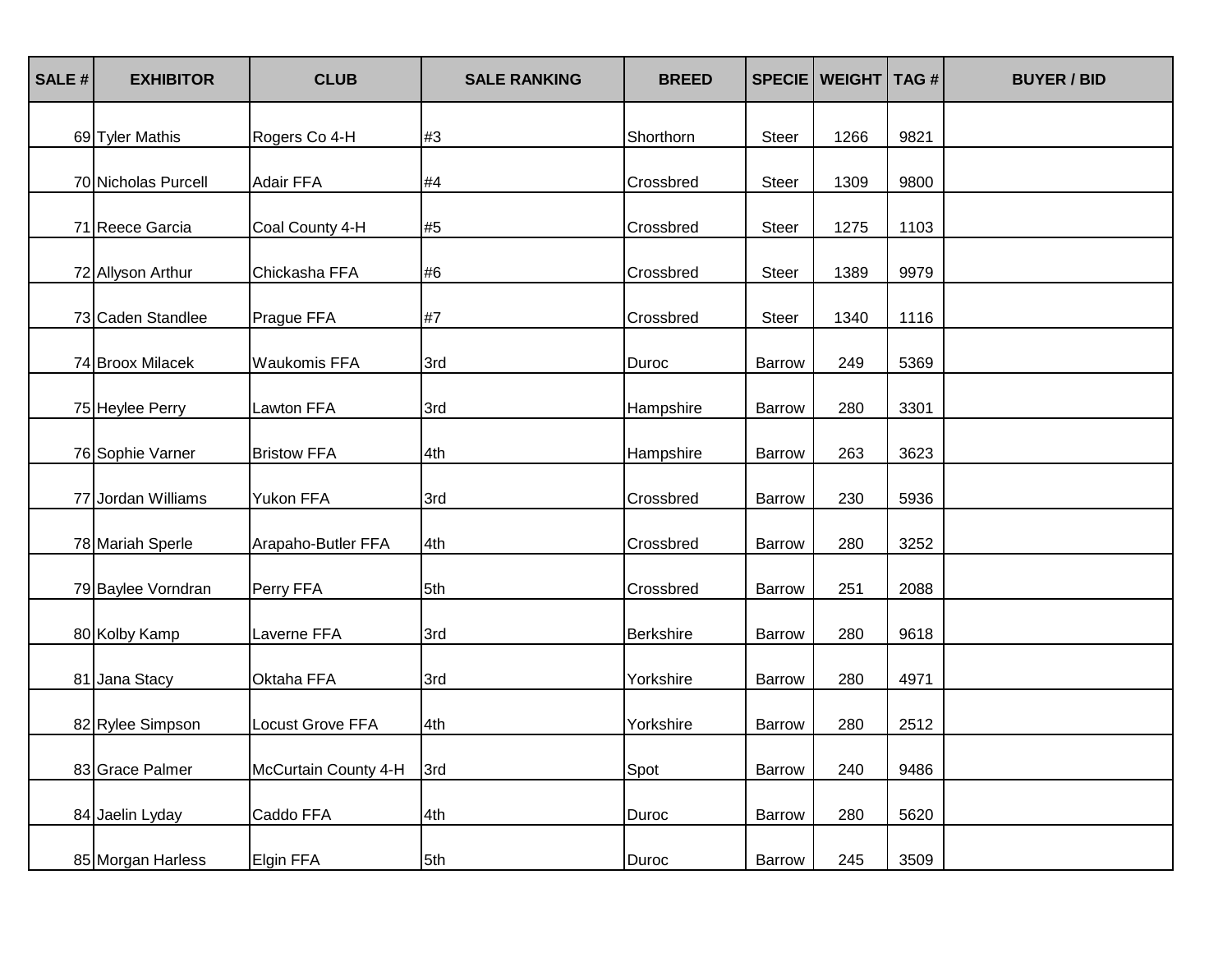| SALE # | EXHIBITOR | CLUB | SALE RANKING | BREED | SPECIE | WEIGHT | TAG # | BUYER / BID |
|---|---|---|---|---|---|---|---|---|
| 69 | Tyler Mathis | Rogers Co 4-H | #3 | Shorthorn | Steer | 1266 | 9821 | |
| 70 | Nicholas Purcell | Adair FFA | #4 | Crossbred | Steer | 1309 | 9800 | |
| 71 | Reece Garcia | Coal County 4-H | #5 | Crossbred | Steer | 1275 | 1103 | |
| 72 | Allyson Arthur | Chickasha FFA | #6 | Crossbred | Steer | 1389 | 9979 | |
| 73 | Caden Standlee | Prague FFA | #7 | Crossbred | Steer | 1340 | 1116 | |
| 74 | Broox Milacek | Waukomis FFA | 3rd | Duroc | Barrow | 249 | 5369 | |
| 75 | Heylee Perry | Lawton FFA | 3rd | Hampshire | Barrow | 280 | 3301 | |
| 76 | Sophie Varner | Bristow FFA | 4th | Hampshire | Barrow | 263 | 3623 | |
| 77 | Jordan Williams | Yukon FFA | 3rd | Crossbred | Barrow | 230 | 5936 | |
| 78 | Mariah Sperle | Arapaho-Butler FFA | 4th | Crossbred | Barrow | 280 | 3252 | |
| 79 | Baylee Vorndran | Perry FFA | 5th | Crossbred | Barrow | 251 | 2088 | |
| 80 | Kolby Kamp | Laverne FFA | 3rd | Berkshire | Barrow | 280 | 9618 | |
| 81 | Jana Stacy | Oktaha FFA | 3rd | Yorkshire | Barrow | 280 | 4971 | |
| 82 | Rylee Simpson | Locust Grove FFA | 4th | Yorkshire | Barrow | 280 | 2512 | |
| 83 | Grace Palmer | McCurtain County 4-H | 3rd | Spot | Barrow | 240 | 9486 | |
| 84 | Jaelin Lyday | Caddo FFA | 4th | Duroc | Barrow | 280 | 5620 | |
| 85 | Morgan Harless | Elgin FFA | 5th | Duroc | Barrow | 245 | 3509 | |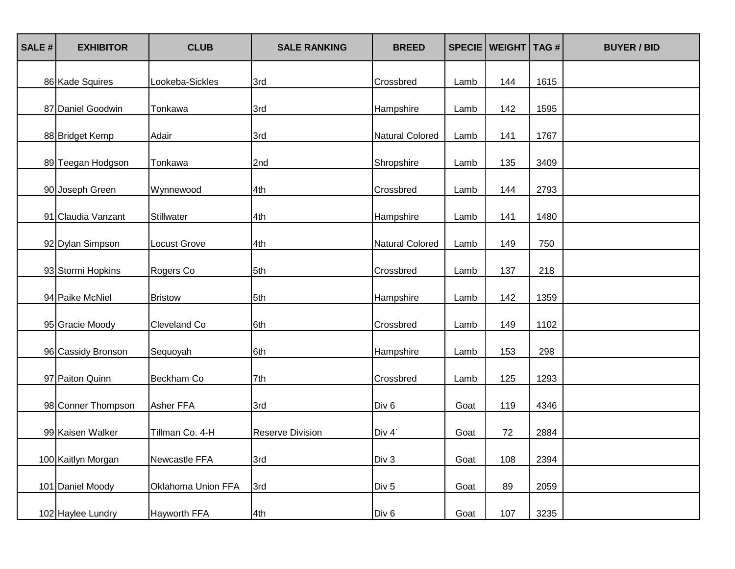| SALE # | EXHIBITOR | CLUB | SALE RANKING | BREED | SPECIE | WEIGHT | TAG # | BUYER / BID |
|---|---|---|---|---|---|---|---|---|
| 86 | Kade Squires | Lookeba-Sickles | 3rd | Crossbred | Lamb | 144 | 1615 | |
| 87 | Daniel Goodwin | Tonkawa | 3rd | Hampshire | Lamb | 142 | 1595 | |
| 88 | Bridget Kemp | Adair | 3rd | Natural Colored | Lamb | 141 | 1767 | |
| 89 | Teegan Hodgson | Tonkawa | 2nd | Shropshire | Lamb | 135 | 3409 | |
| 90 | Joseph Green | Wynnewood | 4th | Crossbred | Lamb | 144 | 2793 | |
| 91 | Claudia Vanzant | Stillwater | 4th | Hampshire | Lamb | 141 | 1480 | |
| 92 | Dylan Simpson | Locust Grove | 4th | Natural Colored | Lamb | 149 | 750 | |
| 93 | Stormi Hopkins | Rogers Co | 5th | Crossbred | Lamb | 137 | 218 | |
| 94 | Paike McNiel | Bristow | 5th | Hampshire | Lamb | 142 | 1359 | |
| 95 | Gracie Moody | Cleveland Co | 6th | Crossbred | Lamb | 149 | 1102 | |
| 96 | Cassidy Bronson | Sequoyah | 6th | Hampshire | Lamb | 153 | 298 | |
| 97 | Paiton Quinn | Beckham Co | 7th | Crossbred | Lamb | 125 | 1293 | |
| 98 | Conner Thompson | Asher FFA | 3rd | Div 6 | Goat | 119 | 4346 | |
| 99 | Kaisen Walker | Tillman Co. 4-H | Reserve Division | Div 4` | Goat | 72 | 2884 | |
| 100 | Kaitlyn Morgan | Newcastle FFA | 3rd | Div 3 | Goat | 108 | 2394 | |
| 101 | Daniel Moody | Oklahoma Union FFA | 3rd | Div 5 | Goat | 89 | 2059 | |
| 102 | Haylee Lundry | Hayworth FFA | 4th | Div 6 | Goat | 107 | 3235 | |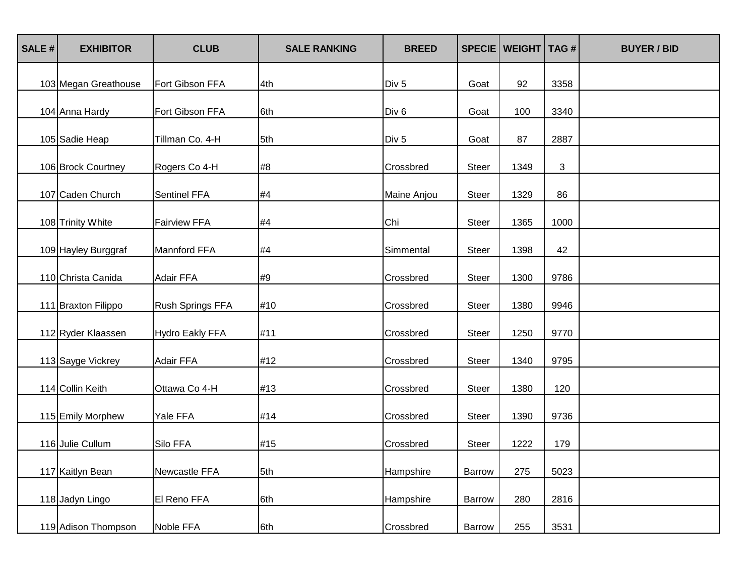| SALE # | EXHIBITOR | CLUB | SALE RANKING | BREED | SPECIE | WEIGHT | TAG # | BUYER / BID |
|---|---|---|---|---|---|---|---|---|
| 103 | Megan Greathouse | Fort Gibson FFA | 4th | Div 5 | Goat | 92 | 3358 | |
| 104 | Anna Hardy | Fort Gibson FFA | 6th | Div 6 | Goat | 100 | 3340 | |
| 105 | Sadie Heap | Tillman Co. 4-H | 5th | Div 5 | Goat | 87 | 2887 | |
| 106 | Brock Courtney | Rogers Co 4-H | #8 | Crossbred | Steer | 1349 | 3 | |
| 107 | Caden Church | Sentinel FFA | #4 | Maine Anjou | Steer | 1329 | 86 | |
| 108 | Trinity White | Fairview FFA | #4 | Chi | Steer | 1365 | 1000 | |
| 109 | Hayley Burggraf | Mannford FFA | #4 | Simmental | Steer | 1398 | 42 | |
| 110 | Christa Canida | Adair FFA | #9 | Crossbred | Steer | 1300 | 9786 | |
| 111 | Braxton Filippo | Rush Springs FFA | #10 | Crossbred | Steer | 1380 | 9946 | |
| 112 | Ryder Klaassen | Hydro Eakly FFA | #11 | Crossbred | Steer | 1250 | 9770 | |
| 113 | Sayge Vickrey | Adair FFA | #12 | Crossbred | Steer | 1340 | 9795 | |
| 114 | Collin Keith | Ottawa Co 4-H | #13 | Crossbred | Steer | 1380 | 120 | |
| 115 | Emily Morphew | Yale FFA | #14 | Crossbred | Steer | 1390 | 9736 | |
| 116 | Julie Cullum | Silo FFA | #15 | Crossbred | Steer | 1222 | 179 | |
| 117 | Kaitlyn Bean | Newcastle FFA | 5th | Hampshire | Barrow | 275 | 5023 | |
| 118 | Jadyn Lingo | El Reno FFA | 6th | Hampshire | Barrow | 280 | 2816 | |
| 119 | Adison Thompson | Noble FFA | 6th | Crossbred | Barrow | 255 | 3531 | |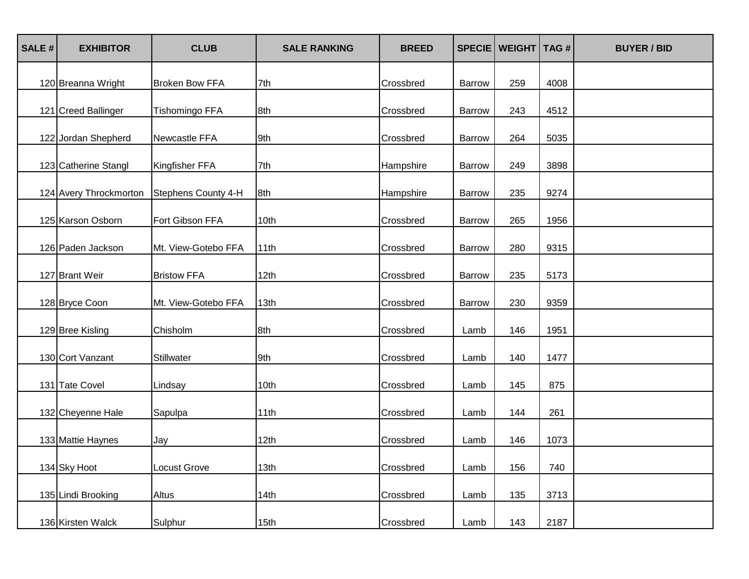| SALE # | EXHIBITOR | CLUB | SALE RANKING | BREED | SPECIE | WEIGHT | TAG # | BUYER / BID |
|---|---|---|---|---|---|---|---|---|
| 120 | Breanna Wright | Broken Bow FFA | 7th | Crossbred | Barrow | 259 | 4008 | |
| 121 | Creed Ballinger | Tishomingo FFA | 8th | Crossbred | Barrow | 243 | 4512 | |
| 122 | Jordan Shepherd | Newcastle FFA | 9th | Crossbred | Barrow | 264 | 5035 | |
| 123 | Catherine Stangl | Kingfisher FFA | 7th | Hampshire | Barrow | 249 | 3898 | |
| 124 | Avery Throckmorton | Stephens County 4-H | 8th | Hampshire | Barrow | 235 | 9274 | |
| 125 | Karson Osborn | Fort Gibson FFA | 10th | Crossbred | Barrow | 265 | 1956 | |
| 126 | Paden Jackson | Mt. View-Gotebo FFA | 11th | Crossbred | Barrow | 280 | 9315 | |
| 127 | Brant Weir | Bristow FFA | 12th | Crossbred | Barrow | 235 | 5173 | |
| 128 | Bryce Coon | Mt. View-Gotebo FFA | 13th | Crossbred | Barrow | 230 | 9359 | |
| 129 | Bree Kisling | Chisholm | 8th | Crossbred | Lamb | 146 | 1951 | |
| 130 | Cort Vanzant | Stillwater | 9th | Crossbred | Lamb | 140 | 1477 | |
| 131 | Tate Covel | Lindsay | 10th | Crossbred | Lamb | 145 | 875 | |
| 132 | Cheyenne Hale | Sapulpa | 11th | Crossbred | Lamb | 144 | 261 | |
| 133 | Mattie Haynes | Jay | 12th | Crossbred | Lamb | 146 | 1073 | |
| 134 | Sky Hoot | Locust Grove | 13th | Crossbred | Lamb | 156 | 740 | |
| 135 | Lindi Brooking | Altus | 14th | Crossbred | Lamb | 135 | 3713 | |
| 136 | Kirsten Walck | Sulphur | 15th | Crossbred | Lamb | 143 | 2187 | |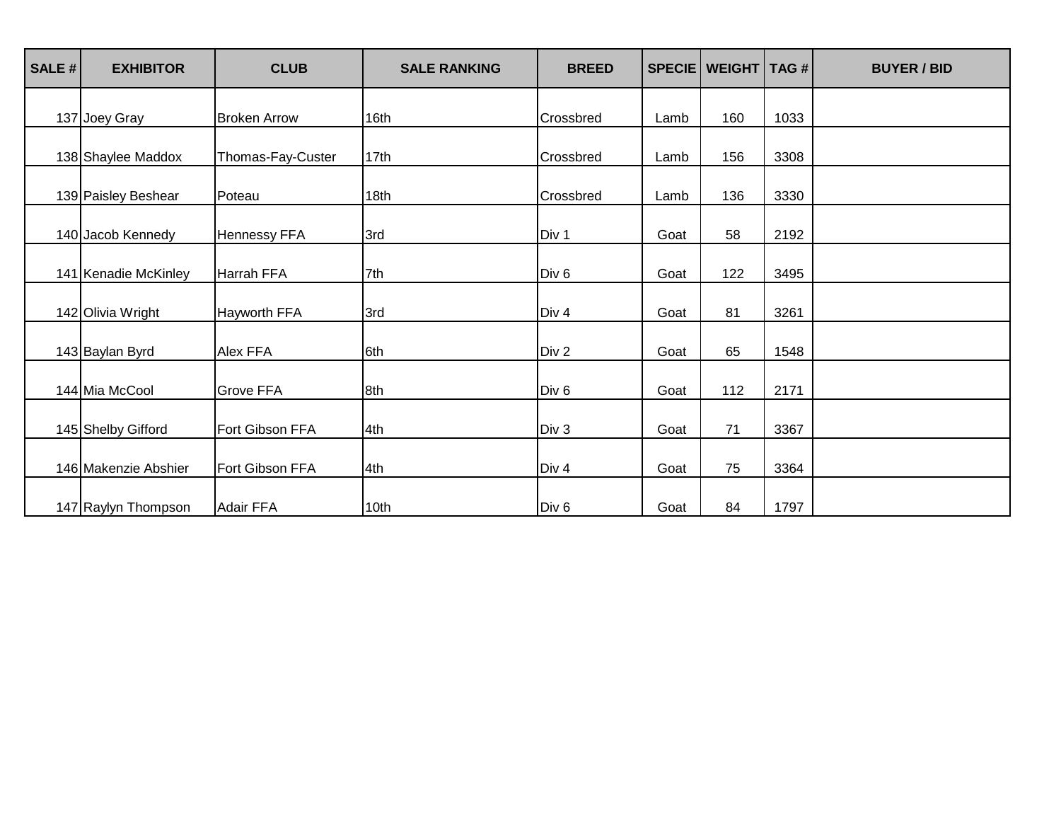| SALE # | EXHIBITOR | CLUB | SALE RANKING | BREED | SPECIE | WEIGHT | TAG # | BUYER / BID |
|---|---|---|---|---|---|---|---|---|
| 137 | Joey Gray | Broken Arrow | 16th | Crossbred | Lamb | 160 | 1033 | |
| 138 | Shaylee Maddox | Thomas-Fay-Custer | 17th | Crossbred | Lamb | 156 | 3308 | |
| 139 | Paisley Beshear | Poteau | 18th | Crossbred | Lamb | 136 | 3330 | |
| 140 | Jacob Kennedy | Hennessy FFA | 3rd | Div 1 | Goat | 58 | 2192 | |
| 141 | Kenadie McKinley | Harrah FFA | 7th | Div 6 | Goat | 122 | 3495 | |
| 142 | Olivia Wright | Hayworth FFA | 3rd | Div 4 | Goat | 81 | 3261 | |
| 143 | Baylan Byrd | Alex FFA | 6th | Div 2 | Goat | 65 | 1548 | |
| 144 | Mia McCool | Grove FFA | 8th | Div 6 | Goat | 112 | 2171 | |
| 145 | Shelby Gifford | Fort Gibson FFA | 4th | Div 3 | Goat | 71 | 3367 | |
| 146 | Makenzie Abshier | Fort Gibson FFA | 4th | Div 4 | Goat | 75 | 3364 | |
| 147 | Raylyn Thompson | Adair FFA | 10th | Div 6 | Goat | 84 | 1797 | |